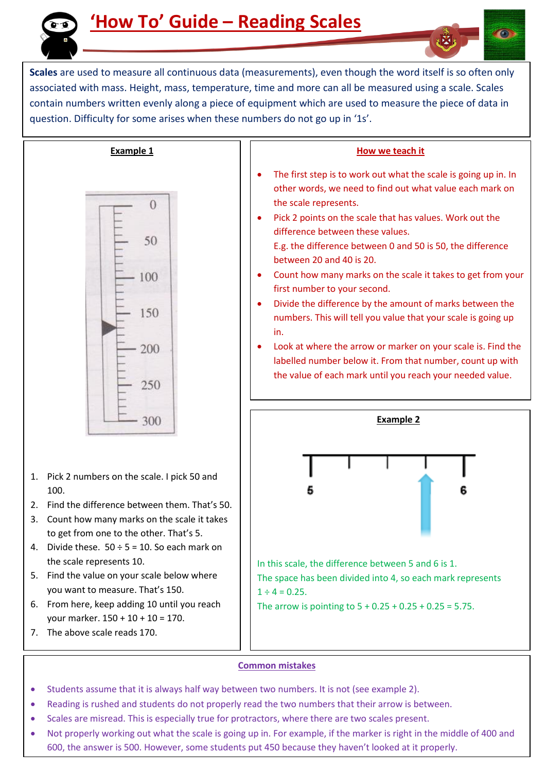# 'How To' Guide – Reading Scales

**Scales** are used to measure all continuous data (measurements), even though the word itself is so often only associated with mass. Height, mass, temperature, time and more can all be measured using a scale. Scales contain numbers written evenly along a piece of equipment which are used to measure the piece of data in question. Difficulty for some arises when these numbers do not go up in '1s'.

## Example 1

1. Pick 2 numbers on the scale. I pick 50 and 100.
2. Find the difference between them. That's 50.
3. Count how many marks on the scale it takes to get from one to the other. That's 5.
4. Divide these. $50 \div 5 = 10$. So each mark on the scale represents 10.
5. Find the value on your scale below where you want to measure. That's 150.
6. From here, keep adding 10 until you reach your marker. $150 + 10 + 10 = 170$.
7. The above scale reads 170.

## How we teach it

- The first step is to work out what the scale is going up in. In other words, we need to find out what value each mark on the scale represents.
- Pick 2 points on the scale that has values. Work out the difference between these values.
  E.g. the difference between 0 and 50 is 50, the difference between 20 and 40 is 20.
- Count how many marks on the scale it takes to get from your first number to your second.
- Divide the difference by the amount of marks between the numbers. This will tell you value that your scale is going up in.
- Look at where the arrow or marker on your scale is. Find the labelled number below it. From that number, count up with the value of each mark until you reach your needed value.

## Example 2

In this scale, the difference between 5 and 6 is 1.
The space has been divided into 4, so each mark represents $1 \div 4 = 0.25$.
The arrow is pointing to $5 + 0.25 + 0.25 + 0.25 = 5.75$.

## Common mistakes

- Students assume that it is always half way between two numbers. It is not (see example 2).
- Reading is rushed and students do not properly read the two numbers that their arrow is between.
- Scales are misread. This is especially true for protractors, where there are two scales present.
- Not properly working out what the scale is going up in. For example, if the marker is right in the middle of 400 and 600, the answer is 500. However, some students put 450 because they haven't looked at it properly.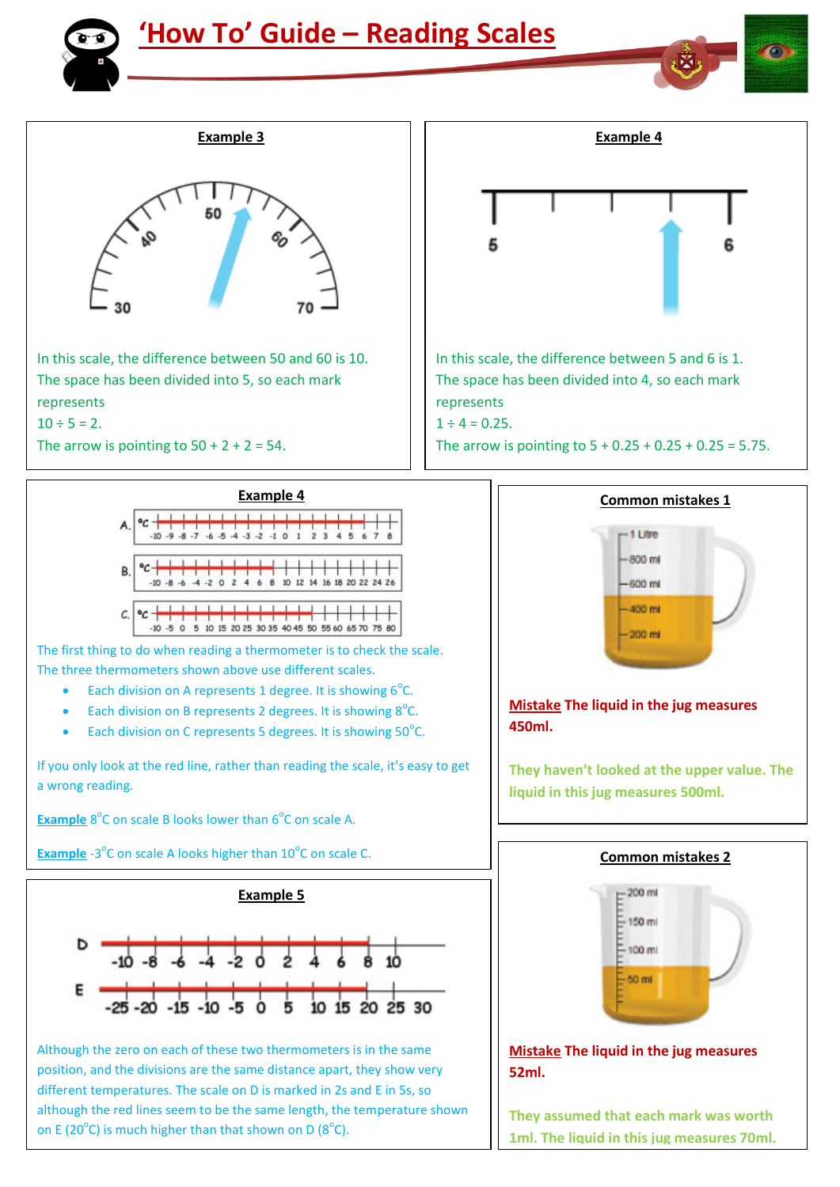# 'How To' Guide – Reading Scales

## Example 3

50

40

60

30

70

In this scale, the difference between 50 and 60 is 10. The space has been divided into 5, so each mark represents $10 \div 5 = 2$.

The arrow is pointing to $50 + 2 + 2 = 54$.

## Example 4

5

6

In this scale, the difference between 5 and 6 is 1. The space has been divided into 4, so each mark represents $1 \div 4 = 0.25$.

The arrow is pointing to $5 + 0.25 + 0.25 + 0.25 = 5.75$.

## Example 4

A. °C -10 -9 -8 -7 -6 -5 -4 -3 -2 -1 0 1 2 3 4 5 6 7 8

B. °C -10 -8 -6 -4 -2 0 2 4 6 8 10 12 14 16 18 20 22 24 26

C. °C -10 -5 0 5 10 15 20 25 30 35 40 45 50 55 60 65 70 75 80

The first thing to do when reading a thermometer is to check the scale. The three thermometers shown above use different scales.

- Each division on A represents 1 degree. It is showing $6^{\circ}$C.
- Each division on B represents 2 degrees. It is showing $8^{\circ}$C.
- Each division on C represents 5 degrees. It is showing $50^{\circ}$C.

If you only look at the red line, rather than reading the scale, it's easy to get a wrong reading.

**Example** $8^{\circ}$C on scale B looks lower than $6^{\circ}$C on scale A.

**Example** $-3^{\circ}$C on scale A looks higher than $10^{\circ}$C on scale C.

## Example 5

D -10 -8 -6 -4 -2 0 2 4 6 8 10

E -25 -20 -15 -10 -5 0 5 10 15 20 25 30

Although the zero on each of these two thermometers is in the same position, and the divisions are the same distance apart, they show very different temperatures. The scale on D is marked in 2s and E in 5s, so although the red lines seem to be the same length, the temperature shown on E ($20^{\circ}$C) is much higher than that shown on D ($8^{\circ}$C).

## Common mistakes 1

1 Litre

800 ml

600 ml

400 ml

200 ml

**Mistake** **The liquid in the jug measures 450ml.**

**They haven't looked at the upper value. The liquid in this jug measures 500ml.**

## Common mistakes 2

200 ml

150 ml

100 ml

50 ml

**Mistake** **The liquid in the jug measures 52ml.**

**They assumed that each mark was worth 1ml. The liquid in this jug measures 70ml.**